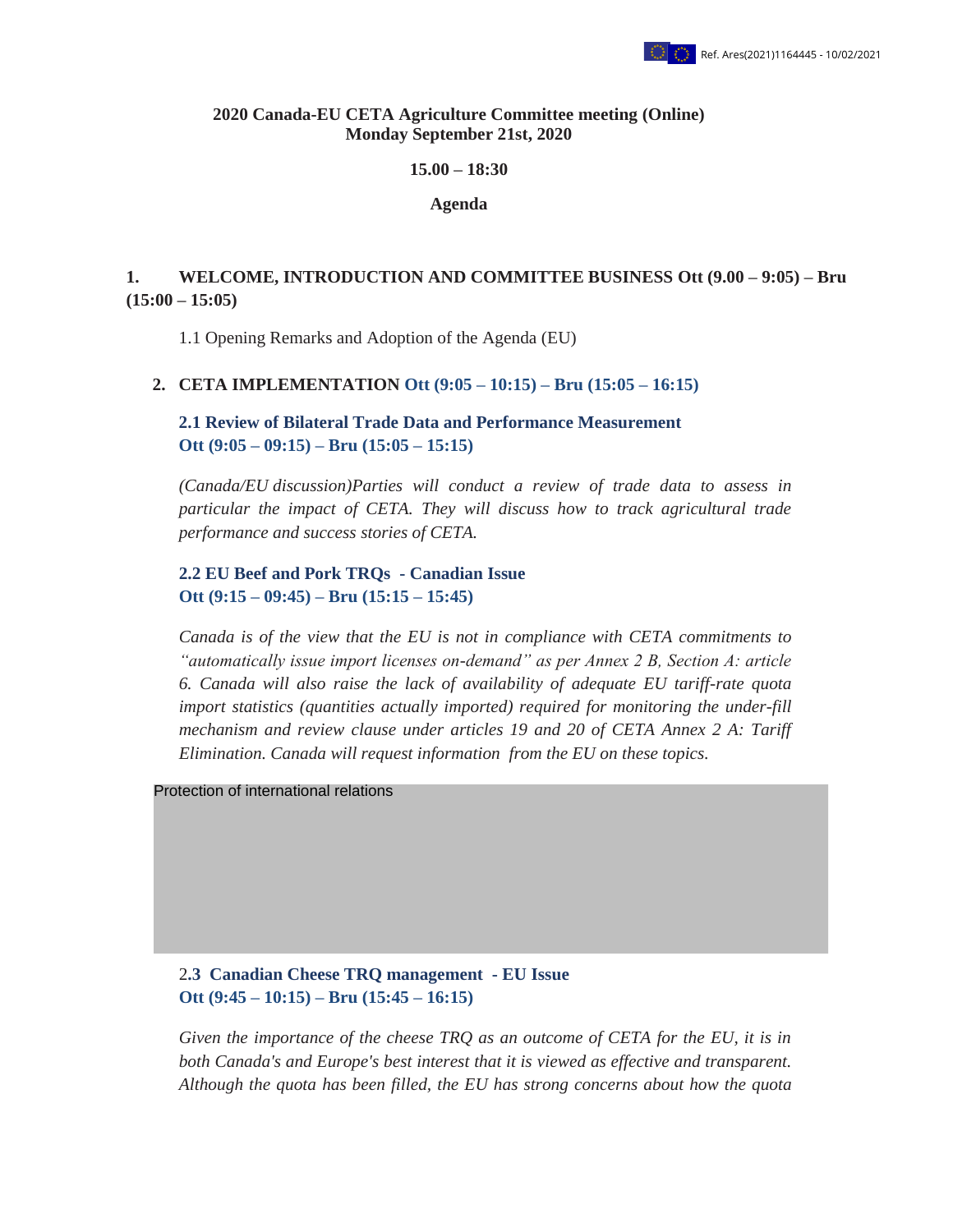Ref. Ares(2021)1164445 - 10/02/2021

**2020 Canada-EU CETA Agriculture Committee meeting (Online)**
**Monday September 21st, 2020**

**15.00 – 18:30**

**Agenda**

## 1. WELCOME, INTRODUCTION AND COMMITTEE BUSINESS Ott (9.00 – 9:05) – Bru (15:00 – 15:05)

1.1 Opening Remarks and Adoption of the Agenda (EU)

## 2. CETA IMPLEMENTATION Ott (9:05 – 10:15) – Bru (15:05 – 16:15)

### 2.1 Review of Bilateral Trade Data and Performance Measurement Ott (9:05 – 09:15) – Bru (15:05 – 15:15)

*(Canada/EU discussion)Parties will conduct a review of trade data to assess in particular the impact of CETA. They will discuss how to track agricultural trade performance and success stories of CETA.*

### 2.2 EU Beef and Pork TRQs - Canadian Issue Ott (9:15 – 09:45) – Bru (15:15 – 15:45)

*Canada is of the view that the EU is not in compliance with CETA commitments to "automatically issue import licenses on-demand" as per Annex 2 B, Section A: article 6. Canada will also raise the lack of availability of adequate EU tariff-rate quota import statistics (quantities actually imported) required for monitoring the under-fill mechanism and review clause under articles 19 and 20 of CETA Annex 2 A: Tariff Elimination. Canada will request information from the EU on these topics.*

Protection of international relations

### 2.3 Canadian Cheese TRQ management - EU Issue Ott (9:45 – 10:15) – Bru (15:45 – 16:15)

*Given the importance of the cheese TRQ as an outcome of CETA for the EU, it is in both Canada's and Europe's best interest that it is viewed as effective and transparent. Although the quota has been filled, the EU has strong concerns about how the quota*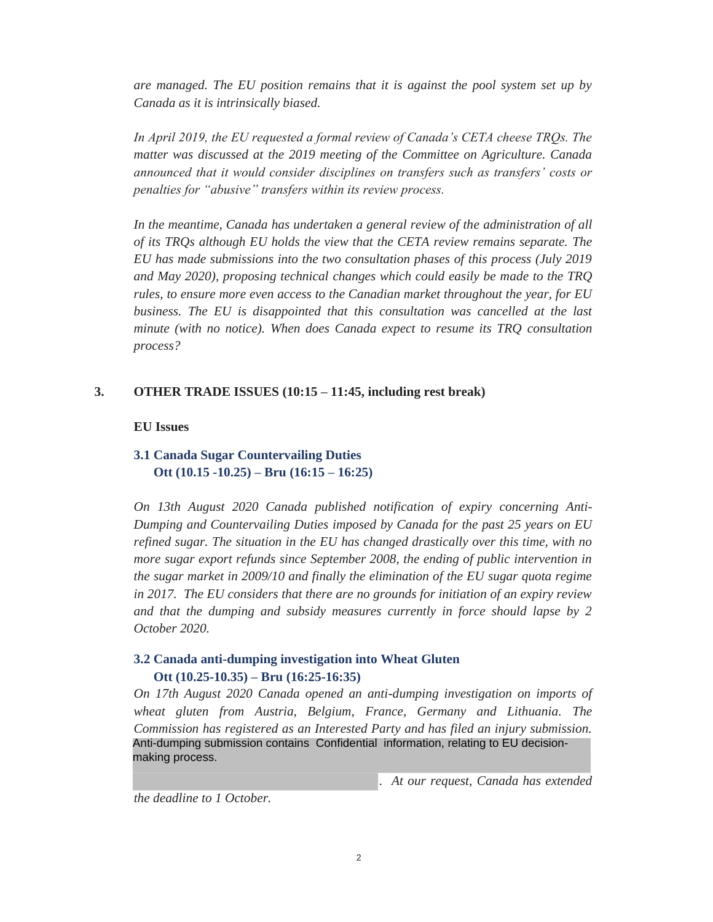*are managed. The EU position remains that it is against the pool system set up by Canada as it is intrinsically biased.*

*In April 2019, the EU requested a formal review of Canada's CETA cheese TRQs. The matter was discussed at the 2019 meeting of the Committee on Agriculture. Canada announced that it would consider disciplines on transfers such as transfers' costs or penalties for "abusive" transfers within its review process.*

*In the meantime, Canada has undertaken a general review of the administration of all of its TRQs although EU holds the view that the CETA review remains separate. The EU has made submissions into the two consultation phases of this process (July 2019 and May 2020), proposing technical changes which could easily be made to the TRQ rules, to ensure more even access to the Canadian market throughout the year, for EU business. The EU is disappointed that this consultation was cancelled at the last minute (with no notice). When does Canada expect to resume its TRQ consultation process?*

## 3. OTHER TRADE ISSUES (10:15 – 11:45, including rest break)

**EU Issues**

### 3.1 Canada Sugar Countervailing Duties
**Ott (10.15 -10.25) – Bru (16:15 – 16:25)**

*On 13th August 2020 Canada published notification of expiry concerning Anti-Dumping and Countervailing Duties imposed by Canada for the past 25 years on EU refined sugar. The situation in the EU has changed drastically over this time, with no more sugar export refunds since September 2008, the ending of public intervention in the sugar market in 2009/10 and finally the elimination of the EU sugar quota regime in 2017. The EU considers that there are no grounds for initiation of an expiry review and that the dumping and subsidy measures currently in force should lapse by 2 October 2020.*

### 3.2 Canada anti-dumping investigation into Wheat Gluten
**Ott (10.25-10.35) – Bru (16:25-16:35)**

*On 17th August 2020 Canada opened an anti-dumping investigation on imports of wheat gluten from Austria, Belgium, France, Germany and Lithuania. The Commission has registered as an Interested Party and has filed an injury submission.*

Anti-dumping submission contains Confidential information, relating to EU decision-making process.

*. At our request, Canada has extended the deadline to 1 October.*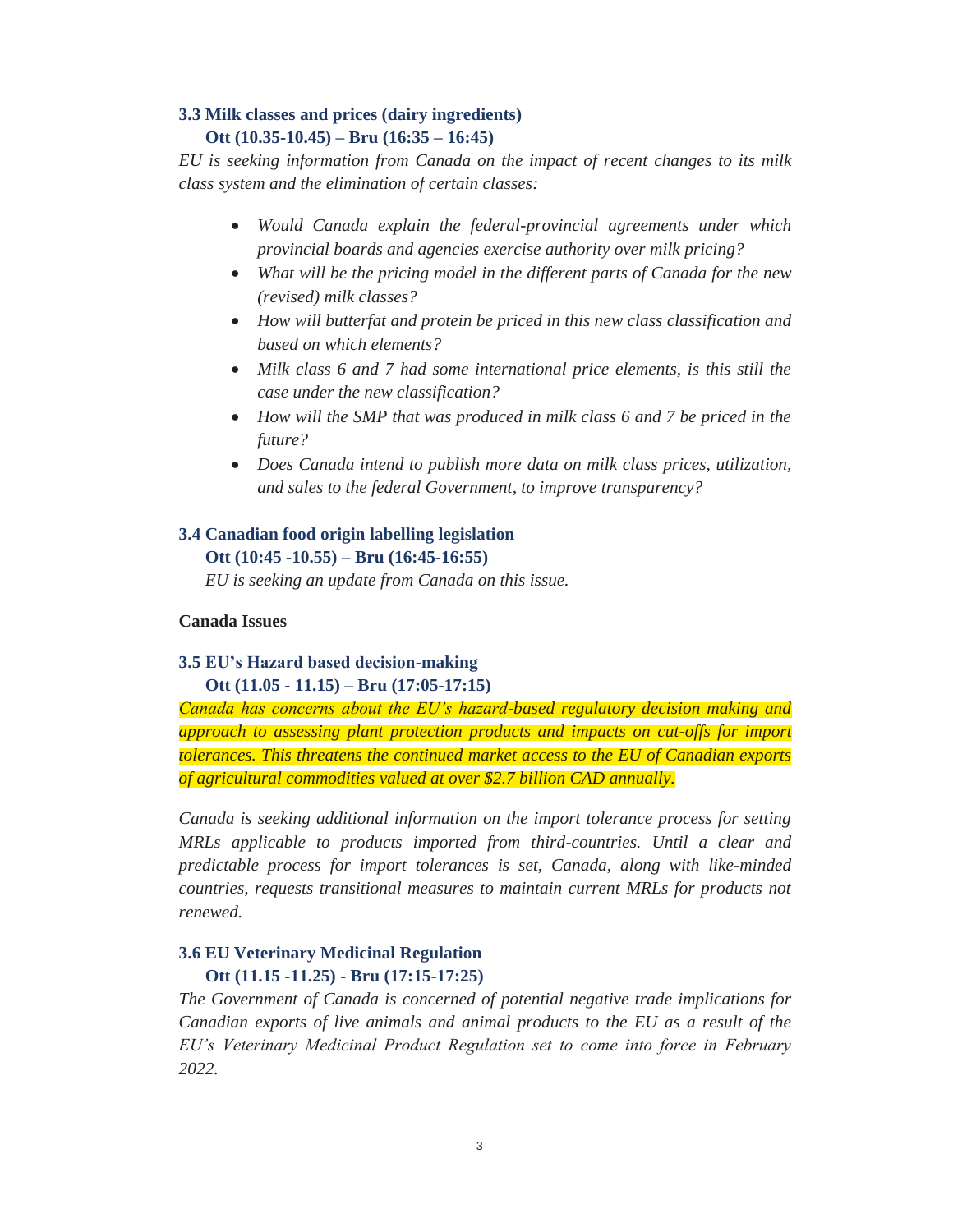### 3.3 Milk classes and prices (dairy ingredients)

**Ott (10.35-10.45) – Bru (16:35 – 16:45)**

*EU is seeking information from Canada on the impact of recent changes to its milk class system and the elimination of certain classes:*

- *Would Canada explain the federal-provincial agreements under which provincial boards and agencies exercise authority over milk pricing?*
- *What will be the pricing model in the different parts of Canada for the new (revised) milk classes?*
- *How will butterfat and protein be priced in this new class classification and based on which elements?*
- *Milk class 6 and 7 had some international price elements, is this still the case under the new classification?*
- *How will the SMP that was produced in milk class 6 and 7 be priced in the future?*
- *Does Canada intend to publish more data on milk class prices, utilization, and sales to the federal Government, to improve transparency?*

### 3.4 Canadian food origin labelling legislation

**Ott (10:45 -10.55) – Bru (16:45-16:55)**

*EU is seeking an update from Canada on this issue.*

**Canada Issues**

### 3.5 EU's Hazard based decision-making

**Ott (11.05 - 11.15) – Bru (17:05-17:15)**

*Canada has concerns about the EU's hazard-based regulatory decision making and approach to assessing plant protection products and impacts on cut-offs for import tolerances. This threatens the continued market access to the EU of Canadian exports of agricultural commodities valued at over $2.7 billion CAD annually.*

*Canada is seeking additional information on the import tolerance process for setting MRLs applicable to products imported from third-countries. Until a clear and predictable process for import tolerances is set, Canada, along with like-minded countries, requests transitional measures to maintain current MRLs for products not renewed.*

### 3.6 EU Veterinary Medicinal Regulation

**Ott (11.15 -11.25) - Bru (17:15-17:25)**

*The Government of Canada is concerned of potential negative trade implications for Canadian exports of live animals and animal products to the EU as a result of the EU's Veterinary Medicinal Product Regulation set to come into force in February 2022.*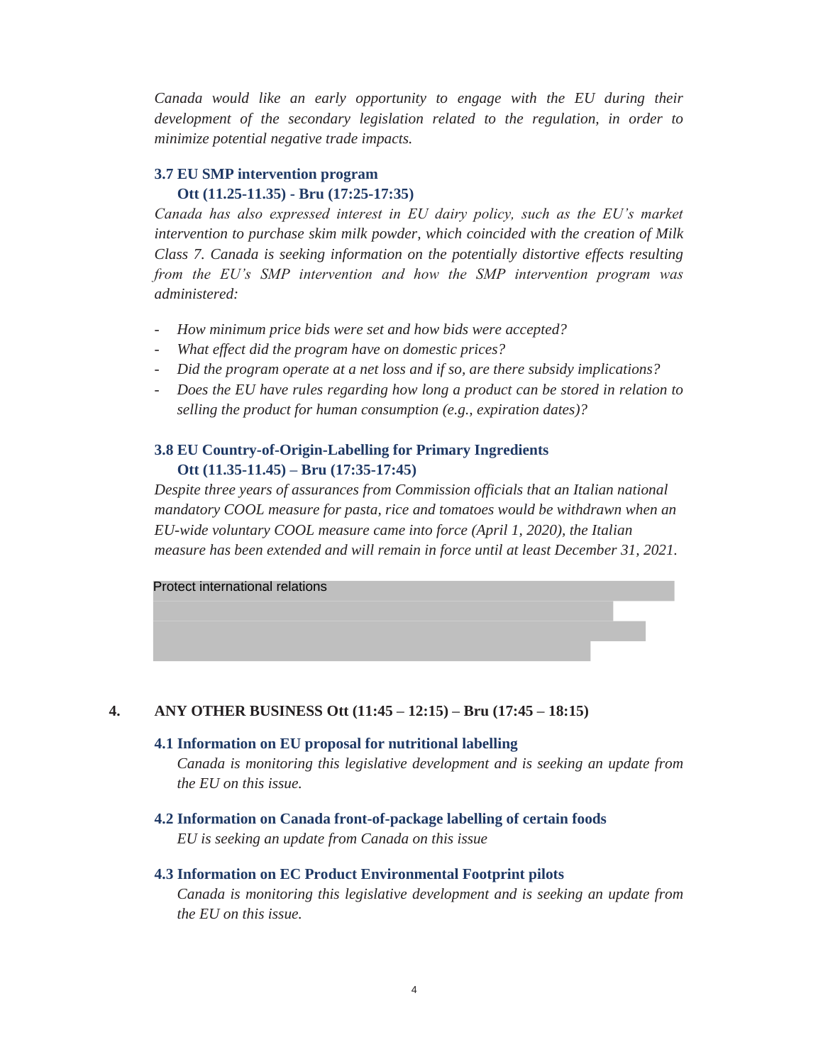*Canada would like an early opportunity to engage with the EU during their development of the secondary legislation related to the regulation, in order to minimize potential negative trade impacts.*

### 3.7 EU SMP intervention program

**Ott (11.25-11.35) - Bru (17:25-17:35)**

*Canada has also expressed interest in EU dairy policy, such as the EU's market intervention to purchase skim milk powder, which coincided with the creation of Milk Class 7. Canada is seeking information on the potentially distortive effects resulting from the EU's SMP intervention and how the SMP intervention program was administered:*

- *How minimum price bids were set and how bids were accepted?*
- *What effect did the program have on domestic prices?*
- *Did the program operate at a net loss and if so, are there subsidy implications?*
- *Does the EU have rules regarding how long a product can be stored in relation to selling the product for human consumption (e.g., expiration dates)?*

### 3.8 EU Country-of-Origin-Labelling for Primary Ingredients

**Ott (11.35-11.45) – Bru (17:35-17:45)**

*Despite three years of assurances from Commission officials that an Italian national mandatory COOL measure for pasta, rice and tomatoes would be withdrawn when an EU-wide voluntary COOL measure came into force (April 1, 2020), the Italian measure has been extended and will remain in force until at least December 31, 2021.*

Protect international relations

## 4. ANY OTHER BUSINESS Ott (11:45 – 12:15) – Bru (17:45 – 18:15)

### 4.1 Information on EU proposal for nutritional labelling

*Canada is monitoring this legislative development and is seeking an update from the EU on this issue.*

### 4.2 Information on Canada front-of-package labelling of certain foods

*EU is seeking an update from Canada on this issue*

### 4.3 Information on EC Product Environmental Footprint pilots

*Canada is monitoring this legislative development and is seeking an update from the EU on this issue.*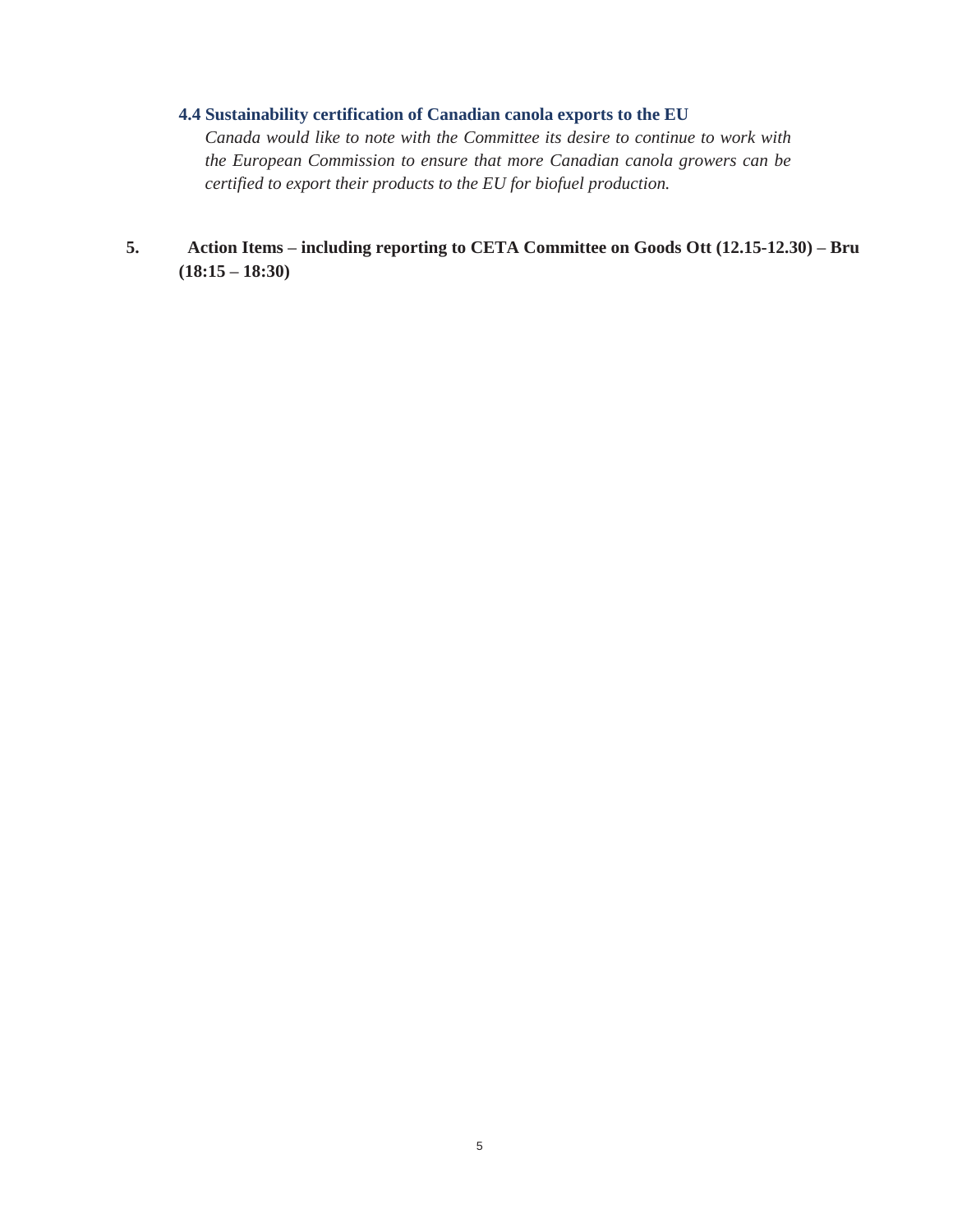### 4.4 Sustainability certification of Canadian canola exports to the EU

*Canada would like to note with the Committee its desire to continue to work with the European Commission to ensure that more Canadian canola growers can be certified to export their products to the EU for biofuel production.*

**5. Action Items – including reporting to CETA Committee on Goods Ott (12.15-12.30) – Bru (18:15 – 18:30)**